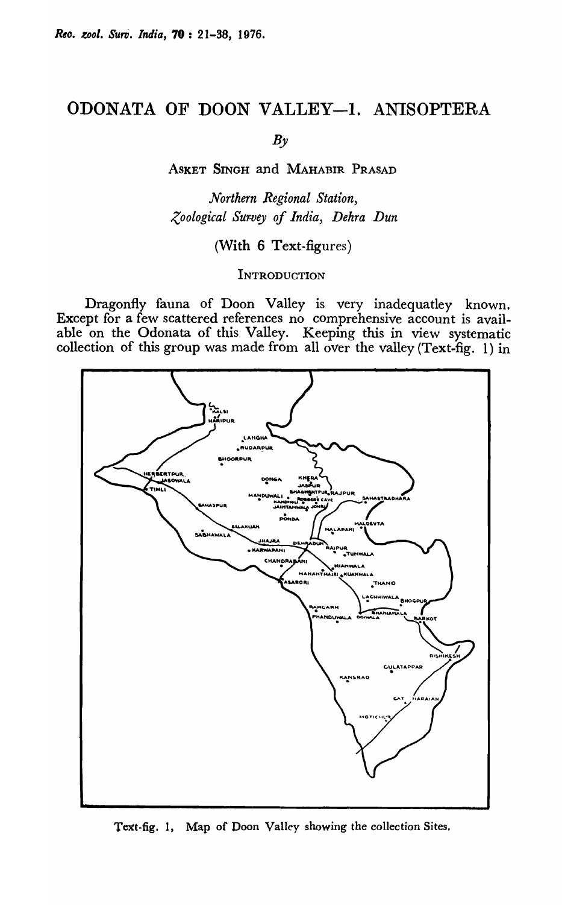# ODONATA OF DOON VALLEY—1. ANISOPTERA

*By*

ASKET SINGH and MAHABIR PRASAD

*Northern Regional Station,*
*Zoological Survey of India, Dehra Dun*

(With 6 Text-figures)

## INTRODUCTION

Dragonfly fauna of Doon Valley is very inadequatley known. Except for a few scattered references no comprehensive account is available on the Odonata of this Valley. Keeping this in view systematic collection of this group was made from all over the valley (Text-fig. 1) in

Text-fig. 1, Map of Doon Valley showing the collection Sites.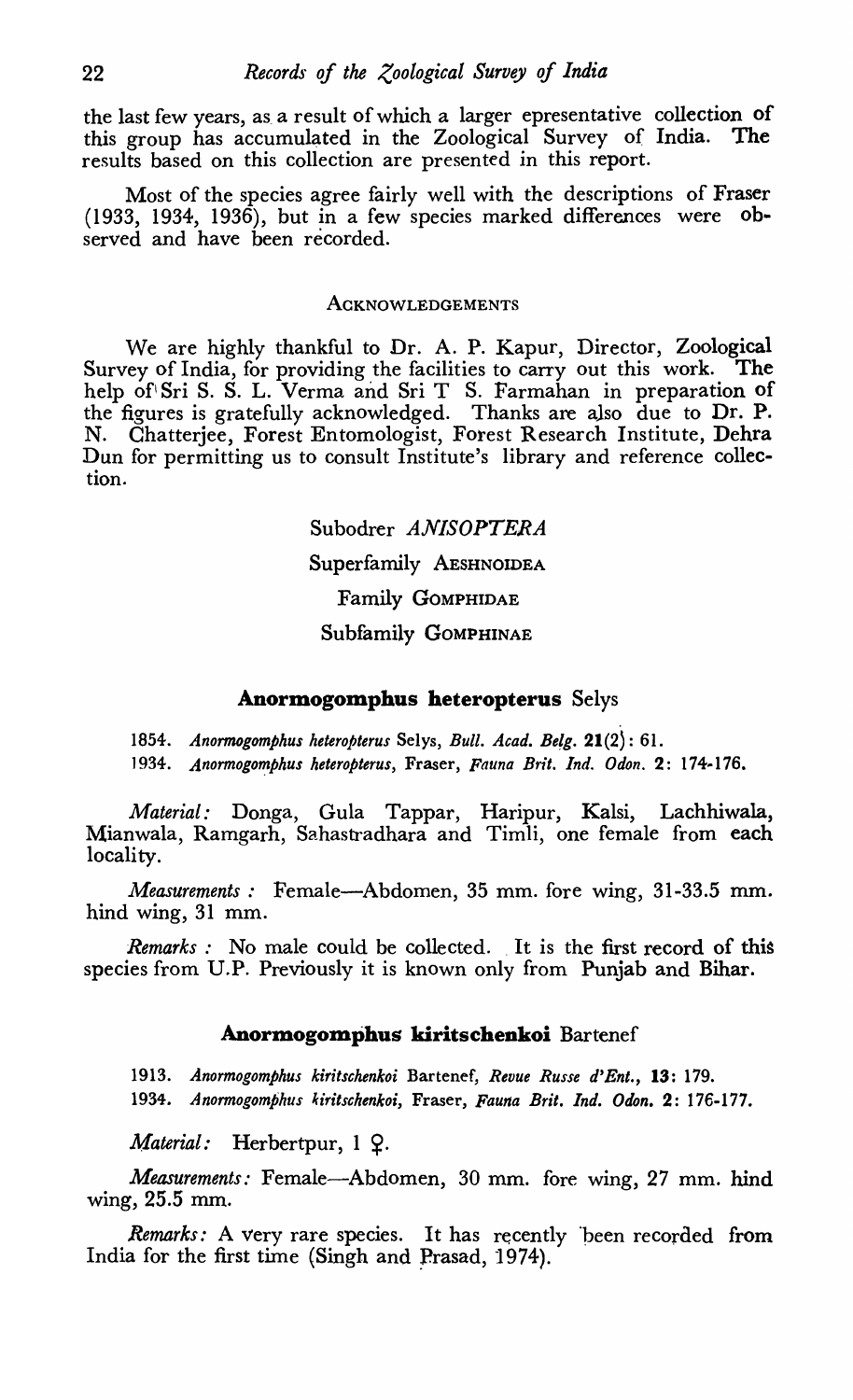the last few years, as a result of which a larger epresentative collection of this group has accumulated in the Zoological Survey of India. The results based on this collection are presented in this report.

Most of the species agree fairly well with the descriptions of Fraser (1933, 1934, 1936), but in a few species marked differences were observed and have been recorded.

## ACKNOWLEDGEMENTS

We are highly thankful to Dr. A. P. Kapur, Director, Zoological Survey of India, for providing the facilities to carry out this work. The help of Sri S. S. L. Verma and Sri T S. Farmahan in preparation of the figures is gratefully acknowledged. Thanks are also due to Dr. P. N. Chatterjee, Forest Entomologist, Forest Research Institute, Dehra Dun for permitting us to consult Institute's library and reference collection.

Subodrer *ANISOPTERA*

Superfamily AESHNOIDEA

Family GOMPHIDAE

Subfamily GOMPHINAE

### Anormogomphus heteropterus Selys

1854. *Anormogomphus heteropterus* Selys, *Bull. Acad. Belg.* **21**(2): 61.
1934. *Anormogomphus heteropterus*, Fraser, *Fauna Brit. Ind. Odon.* **2**: 174-176.

*Material:* Donga, Gula Tappar, Haripur, Kalsi, Lachhiwala, Mianwala, Ramgarh, Sahastradhara and Timli, one female from each locality.

*Measurements :* Female—Abdomen, 35 mm. fore wing, 31-33.5 mm. hind wing, 31 mm.

*Remarks :* No male could be collected. It is the first record of this species from U.P. Previously it is known only from Punjab and Bihar.

### Anormogomphus kiritschenkoi Bartenef

1913. *Anormogomphus kiritschenkoi* Bartenef, *Revue Russe d'Ent.*, **13**: 179.
1934. *Anormogomphus kiritschenkoi*, Fraser, *Fauna Brit. Ind. Odon.* **2**: 176-177.

*Material:* Herbertpur, 1 ♀.

*Measurements:* Female—Abdomen, 30 mm. fore wing, 27 mm. hind wing, 25.5 mm.

*Remarks:* A very rare species. It has recently been recorded from India for the first time (Singh and Prasad, 1974).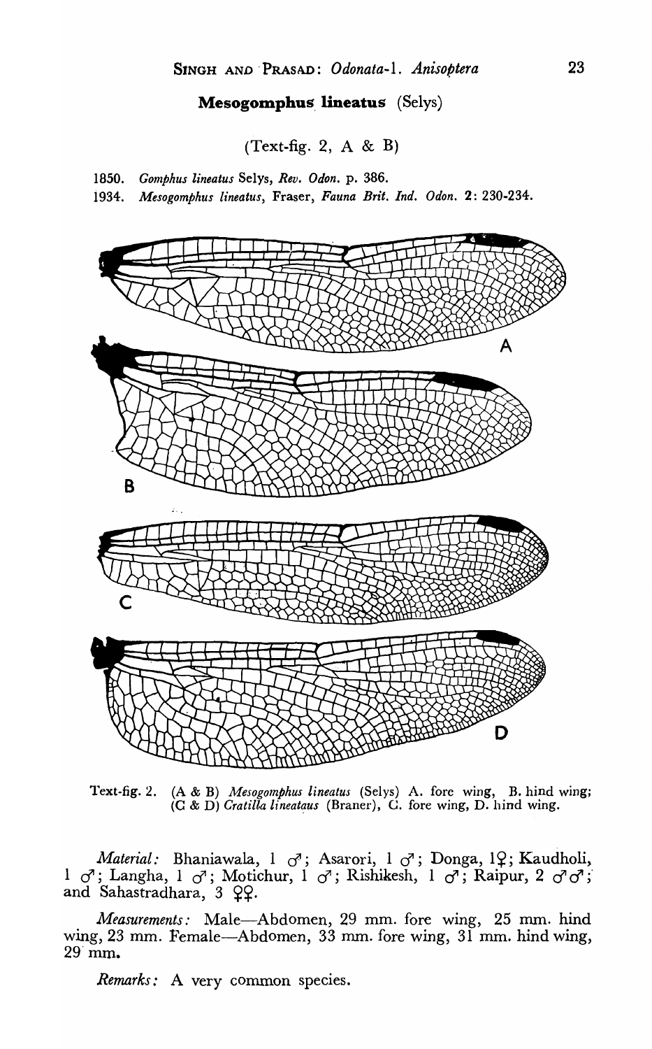### **Mesogomphus lineatus** (Selys)

(Text-fig. 2, A & B)

1850. *Gomphus lineatus* Selys, *Rev. Odon.* p. 386.
1934. *Mesogomphus lineatus*, Fraser, *Fauna Brit. Ind. Odon.* **2**: 230-234.

Text-fig. 2. (A & B) *Mesogomphus lineatus* (Selys) A. fore wing, B. hind wing; (C & D) *Cratilla lineataus* (Braner), C. fore wing, D. hind wing.

*Material:* Bhaniawala, 1 ♂; Asarori, 1 ♂; Donga, 1♀; Kaudholi, 1 ♂; Langha, 1 ♂; Motichur, 1 ♂; Rishikesh, 1 ♂; Raipur, 2 ♂♂; and Sahastradhara, 3 ♀♀.

*Measurements:* Male—Abdomen, 29 mm. fore wing, 25 mm. hind wing, 23 mm. Female—Abdomen, 33 mm. fore wing, 31 mm. hind wing, 29 mm.

*Remarks:* A very common species.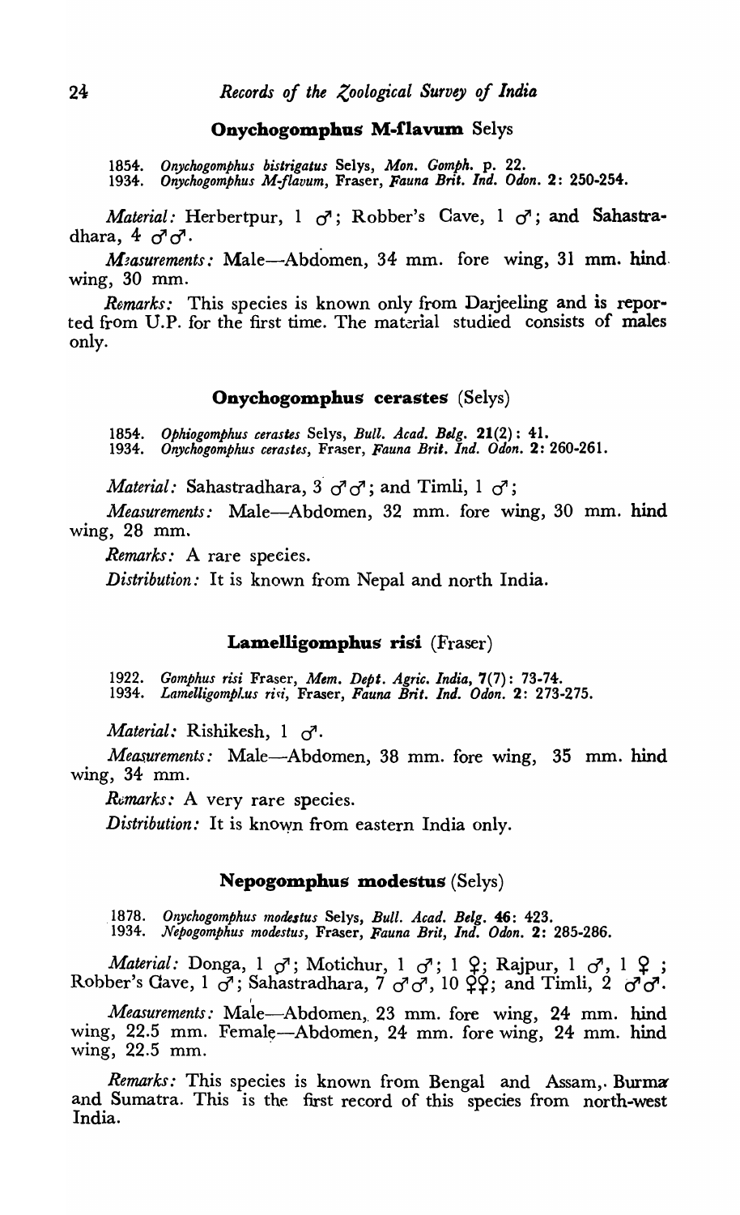### **Onychogomphus M-flavum** Selys

1854. *Onychogomphus bistrigatus* Selys, *Mon. Gomph.* p. 22.
1934. *Onychogomphus M-flavum*, Fraser, *Fauna Brit. Ind. Odon.* 2: 250-254.

*Material:* Herbertpur, 1 ♂; Robber's Cave, 1 ♂; and Sahastradhara, 4 ♂♂.

*Measurements:* Male—Abdomen, 34 mm. fore wing, 31 mm. hind wing, 30 mm.

*Remarks:* This species is known only from Darjeeling and is reported from U.P. for the first time. The material studied consists of males only.

### **Onychogomphus cerastes** (Selys)

1854. *Ophiogomphus cerastes* Selys, *Bull. Acad. Belg.* 21(2): 41.
1934. *Onychogomphus cerastes*, Fraser, *Fauna Brit. Ind. Odon.* 2: 260-261.

*Material:* Sahastradhara, 3 ♂♂; and Timli, 1 ♂;

*Measurements:* Male—Abdomen, 32 mm. fore wing, 30 mm. hind wing, 28 mm.

*Remarks:* A rare species.

*Distribution:* It is known from Nepal and north India.

### **Lamelligomphus risi** (Fraser)

1922. *Gomphus risi* Fraser, *Mem. Dept. Agric. India*, 7(7): 73-74.
1934. *Lamelligomphus risi*, Fraser, *Fauna Brit. Ind. Odon.* 2: 273-275.

*Material:* Rishikesh, 1 ♂.

*Measurements:* Male—Abdomen, 38 mm. fore wing, 35 mm. hind wing, 34 mm.

*Remarks:* A very rare species.

*Distribution:* It is known from eastern India only.

### **Nepogomphus modestus** (Selys)

1878. *Onychogomphus modestus* Selys, *Bull. Acad. Belg.* 46: 423.
1934. *Nepogomphus modestus*, Fraser, *Fauna Brit, Ind. Odon.* 2: 285-286.

*Material:* Donga, 1 ♂; Motichur, 1 ♂; 1 ♀; Rajpur, 1 ♂, 1 ♀; Robber's Cave, 1 ♂; Sahastradhara, 7 ♂♂, 10 ♀♀; and Timli, 2 ♂♂.

*Measurements:* Male—Abdomen, 23 mm. fore wing, 24 mm. hind wing, 22.5 mm. Female—Abdomen, 24 mm. fore wing, 24 mm. hind wing, 22.5 mm.

*Remarks:* This species is known from Bengal and Assam, Burma and Sumatra. This is the first record of this species from north-west India.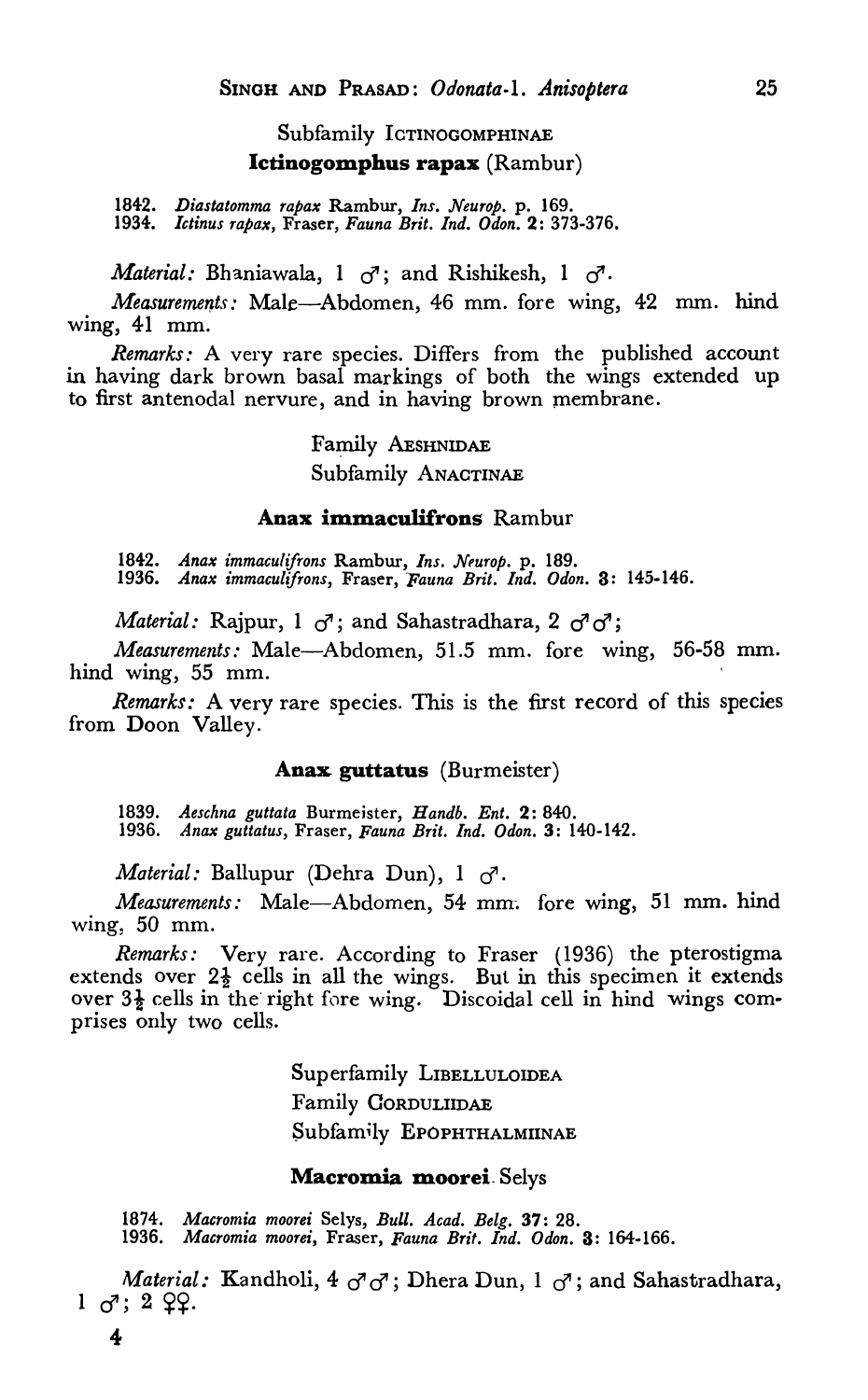Subfamily ICTINOGOMPHINAE

### Ictinogomphus rapax (Rambur)

1842. *Diastatomma rapax* Rambur, *Ins. Neurop.* p. 169.
1934. *Ictinus rapax*, Fraser, *Fauna Brit. Ind. Odon.* 2: 373-376.

*Material:* Bhaniawala, 1 ♂; and Rishikesh, 1 ♂.

*Measurements:* Male—Abdomen, 46 mm. fore wing, 42 mm. hind wing, 41 mm.

*Remarks:* A very rare species. Differs from the published account in having dark brown basal markings of both the wings extended up to first antenodal nervure, and in having brown membrane.

Family AESHNIDAE

Subfamily ANACTINAE

### Anax immaculifrons Rambur

1842. *Anax immaculifrons* Rambur, *Ins. Neurop.* p. 189.
1936. *Anax immaculifrons*, Fraser, *Fauna Brit. Ind. Odon.* 3: 145-146.

*Material:* Rajpur, 1 ♂; and Sahastradhara, 2 ♂♂;

*Measurements:* Male—Abdomen, 51.5 mm. fore wing, 56-58 mm. hind wing, 55 mm.

*Remarks:* A very rare species. This is the first record of this species from Doon Valley.

### Anax guttatus (Burmeister)

1839. *Aeschna guttata* Burmeister, *Handb. Ent.* 2: 840.
1936. *Anax guttatus*, Fraser, *Fauna Brit. Ind. Odon.* 3: 140-142.

*Material:* Ballupur (Dehra Dun), 1 ♂.

*Measurements:* Male—Abdomen, 54 mm. fore wing, 51 mm. hind wing, 50 mm.

*Remarks:* Very rare. According to Fraser (1936) the pterostigma extends over $2\frac{1}{2}$ cells in all the wings. But in this specimen it extends over $3\frac{1}{2}$ cells in the right fore wing. Discoidal cell in hind wings comprises only two cells.

Superfamily LIBELLULOIDEA

Family CORDULIIDAE

Subfamily EPOPHTHALMIINAE

### Macromia moorei Selys

1874. *Macromia moorei* Selys, *Bull. Acad. Belg.* 37: 28.
1936. *Macromia moorei*, Fraser, *Fauna Brit. Ind. Odon.* 3: 164-166.

*Material:* Kandholi, 4 ♂♂; Dhera Dun, 1 ♂; and Sahastradhara, 1 ♂; 2 ♀♀.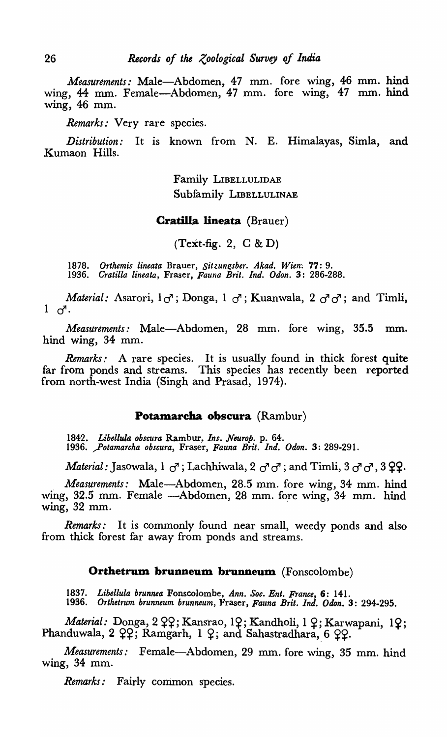*Measurements:* Male—Abdomen, 47 mm. fore wing, 46 mm. hind wing, 44 mm. Female—Abdomen, 47 mm. fore wing, 47 mm. hind wing, 46 mm.

*Remarks:* Very rare species.

*Distribution:* It is known from N. E. Himalayas, Simla, and Kumaon Hills.

## Family LIBELLULIDAE

## Subfamily LIBELLULINAE

### **Cratilla lineata** (Brauer)

(Text-fig. 2, C & D)

1878. *Orthemis lineata* Brauer, *Sitzungsber. Akad. Wien*: **77**: 9.
1936. *Cratilla lineata*, Fraser, *Fauna Brit. Ind. Odon.* **3**: 286-288.

*Material:* Asarori, 1 ♂; Donga, 1 ♂; Kuanwala, 2 ♂♂; and Timli, 1 ♂.

*Measurements:* Male—Abdomen, 28 mm. fore wing, 35.5 mm. hind wing, 34 mm.

*Remarks:* A rare species. It is usually found in thick forest quite far from ponds and streams. This species has recently been reported from north-west India (Singh and Prasad, 1974).

### **Potamarcha obscura** (Rambur)

1842. *Libellula obscura* Rambur, *Ins. Neurop.* p. 64.
1936. *Potamarcha obscura*, Fraser, *Fauna Brit. Ind. Odon.* **3**: 289-291.

*Material:* Jasowala, 1 ♂; Lachhiwala, 2 ♂♂; and Timli, 3 ♂♂, 3 ♀♀.

*Measurements:* Male—Abdomen, 28.5 mm. fore wing, 34 mm. hind wing, 32.5 mm. Female —Abdomen, 28 mm. fore wing, 34 mm. hind wing, 32 mm.

*Remarks:* It is commonly found near small, weedy ponds and also from thick forest far away from ponds and streams.

### **Orthetrum brunneum brunneum** (Fonscolombe)

1837. *Libellula brunnea* Fonscolombe, *Ann. Soc. Ent. France*, **6**: 141.
1936. *Orthetrum brunneum brunneum*, Fraser, *Fauna Brit. Ind. Odon.* **3**: 294-295.

*Material:* Donga, 2 ♀♀; Kansrao, 1♀; Kandholi, 1 ♀; Karwapani, 1♀; Phanduwala, 2 ♀♀; Ramgarh, 1 ♀; and Sahastradhara, 6 ♀♀.

*Measurements:* Female—Abdomen, 29 mm. fore wing, 35 mm. hind wing, 34 mm.

*Remarks:* Fairly common species.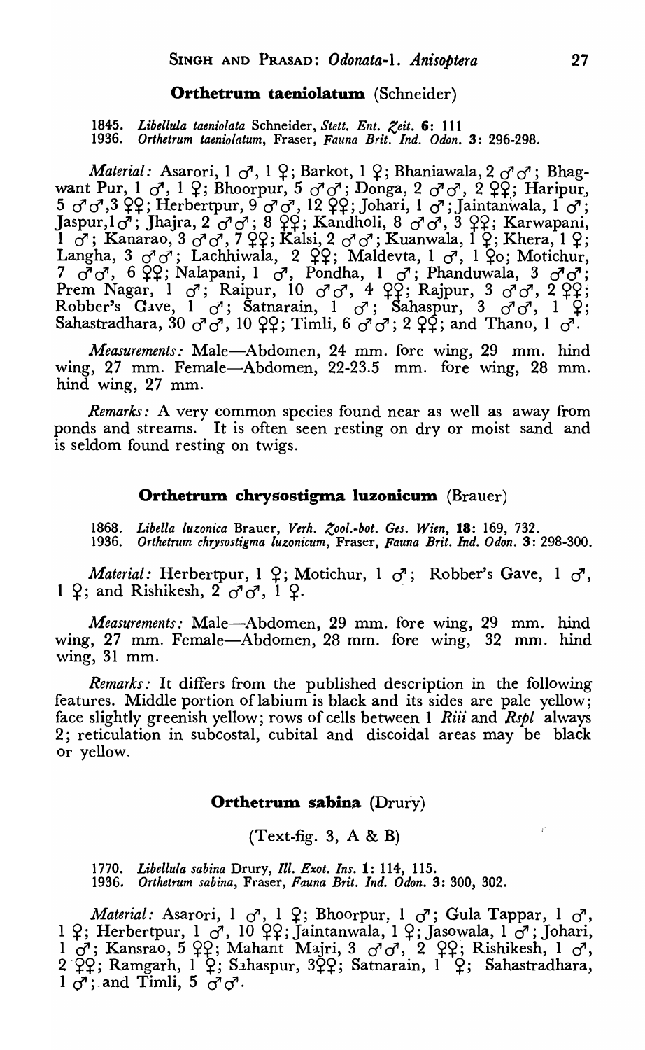### Orthetrum taeniolatum (Schneider)

1845. *Libellula taeniolata* Schneider, *Stett. Ent. Zeit.* **6**: 111
1936. *Orthetrum taeniolatum*, Fraser, *Fauna Brit. Ind. Odon.* **3**: 296-298.

*Material:* Asarori, 1 ♂, 1 ♀; Barkot, 1 ♀; Bhaniawala, 2 ♂♂; Bhagwant Pur, 1 ♂, 1 ♀; Bhoorpur, 5 ♂♂; Donga, 2 ♂♂, 2 ♀♀; Haripur, 5 ♂♂, 3 ♀♀; Herbertpur, 9 ♂♂, 12 ♀♀; Johari, 1 ♂; Jaintanwala, 1 ♂; Jaspur, 1 ♂; Jhajra, 2 ♂♂; 8 ♀♀; Kandholi, 8 ♂♂, 3 ♀♀; Karwapani, 1 ♂; Kanarao, 3 ♂♂, 7 ♀♀; Kalsi, 2 ♂♂; Kuanwala, 1 ♀; Khera, 1 ♀; Langha, 3 ♂♂; Lachhiwala, 2 ♀♀; Maldevta, 1 ♂, 1 ♀o; Motichur, 7 ♂♂, 6 ♀♀; Nalapani, 1 ♂, Pondha, 1 ♂; Phanduwala, 3 ♂♂; Prem Nagar, 1 ♂; Raipur, 10 ♂♂, 4 ♀♀; Rajpur, 3 ♂♂, 2 ♀♀; Robber's Gave, 1 ♂; Satnarain, 1 ♂; Sahaspur, 3 ♂♂, 1 ♀; Sahastradhara, 30 ♂♂, 10 ♀♀; Timli, 6 ♂♂; 2 ♀♀; and Thano, 1 ♂.

*Measurements:* Male—Abdomen, 24 mm. fore wing, 29 mm. hind wing, 27 mm. Female—Abdomen, 22-23.5 mm. fore wing, 28 mm. hind wing, 27 mm.

*Remarks:* A very common species found near as well as away from ponds and streams. It is often seen resting on dry or moist sand and is seldom found resting on twigs.

### Orthetrum chrysostigma luzonicum (Brauer)

1868. *Libella luzonica* Brauer, *Verh. Zool.-bot. Ges. Wien*, **18**: 169, 732.
1936. *Orthetrum chrysostigma luzonicum*, Fraser, *Fauna Brit. Ind. Odon.* **3**: 298-300.

*Material:* Herbertpur, 1 ♀; Motichur, 1 ♂; Robber's Gave, 1 ♂, 1 ♀; and Rishikesh, 2 ♂♂, 1 ♀.

*Measurements:* Male—Abdomen, 29 mm. fore wing, 29 mm. hind wing, 27 mm. Female—Abdomen, 28 mm. fore wing, 32 mm. hind wing, 31 mm.

*Remarks:* It differs from the published description in the following features. Middle portion of labium is black and its sides are pale yellow; face slightly greenish yellow; rows of cells between 1 *Riii* and *Rspl* always 2; reticulation in subcostal, cubital and discoidal areas may be black or yellow.

### Orthetrum sabina (Drury)

(Text-fig. 3, A & B)

1770. *Libellula sabina* Drury, *Ill. Exot. Ins.* **1**: 114, 115.
1936. *Orthetrum sabina*, Fraser, *Fauna Brit. Ind. Odon.* **3**: 300, 302.

*Material:* Asarori, 1 ♂, 1 ♀; Bhoorpur, 1 ♂; Gula Tappar, 1 ♂, 1 ♀; Herbertpur, 1 ♂, 10 ♀♀; Jaintanwala, 1 ♀; Jasowala, 1 ♂; Johari, 1 ♂; Kansrao, 5 ♀♀; Mahant Majri, 3 ♂♂, 2 ♀♀; Rishikesh, 1 ♂, 2 ♀♀; Ramgarh, 1 ♀; Sahaspur, 3♀♀; Satnarain, 1 ♀; Sahastradhara, 1 ♂; and Timli, 5 ♂♂.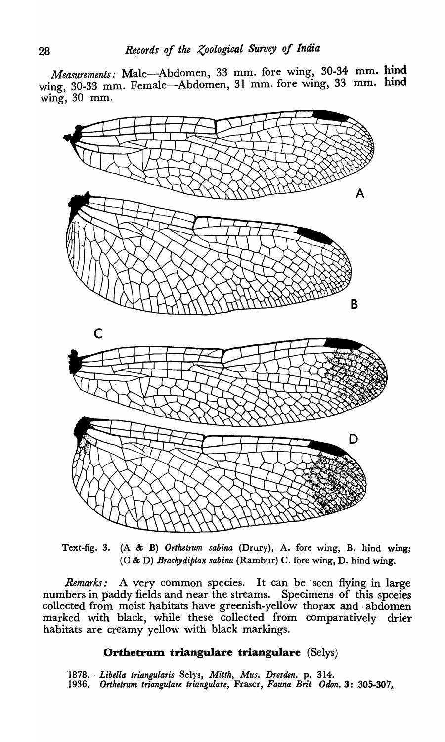*Measurements:* Male—Abdomen, 33 mm. fore wing, 30-34 mm. hind wing, 30-33 mm. Female—Abdomen, 31 mm. fore wing, 33 mm. hind wing, 30 mm.

Text-fig. 3. (A & B) *Orthetrum sabina* (Drury), A. fore wing, B. hind wing; (C & D) *Brachydiplax sabina* (Rambur) C. fore wing, D. hind wing.

*Remarks:* A very common species. It can be seen flying in large numbers in paddy fields and near the streams. Specimens of this spceies collected from moist habitats have greenish-yellow thorax and abdomen marked with black, while these collected from comparatively drier habitats are creamy yellow with black markings.

### Orthetrum triangulare triangulare (Selys)

1878. *Libella triangularis* Selys, *Mitth, Mus. Dresden.* p. 314.
1936. *Orthetrum triangulare triangulare*, Fraser, *Fauna Brit Odon.* 3: 305-307.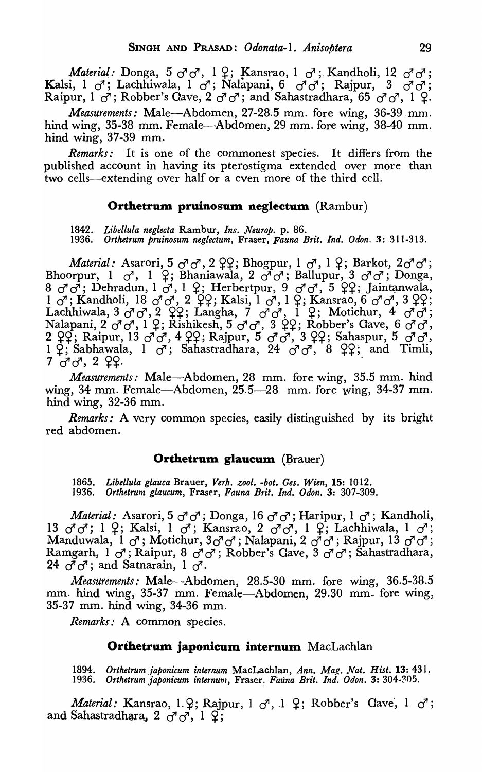*Material:* Donga, 5 ♂♂, 1 ♀; Kansrao, 1 ♂; Kandholi, 12 ♂♂; Kalsi, 1 ♂; Lachhiwala, 1 ♂; Nalapani, 6 ♂♂; Rajpur, 3 ♂♂; Raipur, 1 ♂; Robber's Cave, 2 ♂♂; and Sahastradhara, 65 ♂♂, 1 ♀.

*Measurements:* Male—Abdomen, 27-28.5 mm. fore wing, 36-39 mm. hind wing, 35-38 mm. Female—Abdomen, 29 mm. fore wing, 38-40 mm. hind wing, 37-39 mm.

*Remarks:* It is one of the commonest species. It differs from the published account in having its pterostigma extended over more than two cells—extending over half or a even more of the third cell.

### Orthetrum pruinosum neglectum (Rambur)

1842. *Libellula neglecta* Rambur, *Ins. Neurop.* p. 86.
1936. *Orthetrum pruinosum neglectum*, Fraser, *Fauna Brit. Ind. Odon.* 3: 311-313.

*Material:* Asarori, 5 ♂♂, 2 ♀♀; Bhogpur, 1 ♂, 1 ♀; Barkot, 2♂♂; Bhoorpur, 1 ♂, 1 ♀; Bhaniawala, 2 ♂♂; Ballupur, 3 ♂♂; Donga, 8 ♂♂; Dehradun, 1 ♂, 1 ♀; Herbertpur, 9 ♂♂, 5 ♀♀; Jaintanwala, 1 ♂; Kandholi, 18 ♂♂, 2 ♀♀; Kalsi, 1 ♂, 1 ♀; Kansrao, 6 ♂♂, 3 ♀♀; Lachhiwala, 3 ♂♂, 2 ♀♀; Langha, 7 ♂♂, 1 ♀; Motichur, 4 ♂♂; Nalapani, 2 ♂♂, 1 ♀; Rishikesh, 5 ♂♂, 3 ♀♀; Robber's Cave, 6 ♂♂, 2 ♀♀; Raipur, 13 ♂♂, 4 ♀♀; Rajpur, 5 ♂♂, 3 ♀♀; Sahaspur, 5 ♂♂, 1 ♀; Sabhawala, 1 ♂; Sahastradhara, 24 ♂♂, 8 ♀♀; and Timli, 7 ♂♂, 2 ♀♀.

*Measurements:* Male—Abdomen, 28 mm. fore wing, 35.5 mm. hind wing, 34 mm. Female—Abdomen, 25.5—28 mm. fore wing, 34-37 mm. hind wing, 32-36 mm.

*Remarks:* A very common species, easily distinguished by its bright red abdomen.

### Orthetrum glaucum (Brauer)

1865. *Libellula glauca* Brauer, *Verh. zool. -bot. Ges. Wien*, 15: 1012.
1936. *Orthetrum glaucum*, Fraser, *Fauna Brit. Ind. Odon.* 3: 307-309.

*Material:* Asarori, 5 ♂♂; Donga, 16 ♂♂; Haripur, 1 ♂; Kandholi, 13 ♂♂; 1 ♀; Kalsi, 1 ♂; Kansrao, 2 ♂♂, 1 ♀; Lachhiwala, 1 ♂; Manduwala, 1 ♂; Motichur, 3♂♂; Nalapani, 2 ♂♂; Rajpur, 13 ♂♂; Ramgarh, 1 ♂; Raipur, 8 ♂♂; Robber's Cave, 3 ♂♂; Sahastradhara, 24 ♂♂; and Satnarain, 1 ♂.

*Measurements:* Male—Abdomen, 28.5-30 mm. fore wing, 36.5-38.5 mm. hind wing, 35-37 mm. Female—Abdomen, 29.30 mm. fore wing, 35-37 mm. hind wing, 34-36 mm.

*Remarks:* A common species.

### Orthetrum japonicum internum MacLachlan

1894. *Orthetrum japonicum internum* MacLachlan, *Ann. Mag. Nat. Hist.* 13: 431.
1936. *Orthetrum japonicum internum*, Fraser, *Fauna Brit. Ind. Odon.* 3: 304-305.

*Material:* Kansrao, 1 ♀; Rajpur, 1 ♂, 1 ♀; Robber's Cave, 1 ♂; and Sahastradhara, 2 ♂♂, 1 ♀;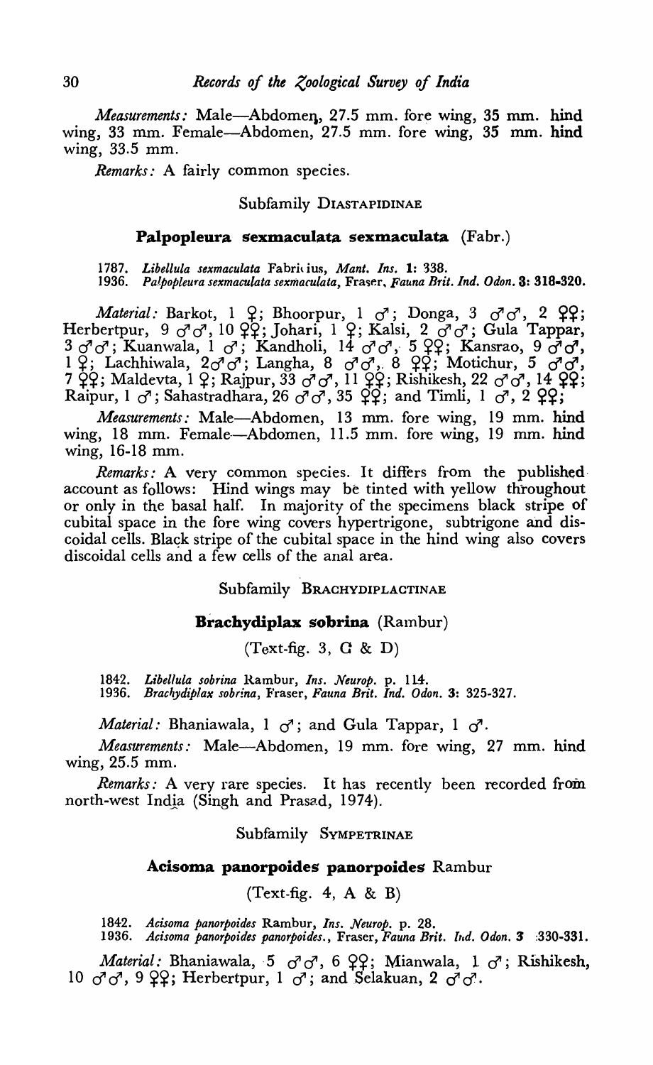*Measurements:* Male—Abdomen, 27.5 mm. fore wing, 35 mm. hind wing, 33 mm. Female—Abdomen, 27.5 mm. fore wing, 35 mm. hind wing, 33.5 mm.

*Remarks:* A fairly common species.

Subfamily DIASTAPIDINAE

### Palpopleura sexmaculata sexmaculata (Fabr.)

1787. *Libellula sexmaculata* Fabricius, *Mant. Ins.* **1**: 338.
1936. *Palpopleura sexmaculata sexmaculata*, Fraser, *Fauna Brit. Ind. Odon.* **3**: 318-320.

*Material:* Barkot, 1 ♀; Bhoorpur, 1 ♂; Donga, 3 ♂♂, 2 ♀♀; Herbertpur, 9 ♂♂, 10 ♀♀; Johari, 1 ♀; Kalsi, 2 ♂♂; Gula Tappar, 3 ♂♂; Kuanwala, 1 ♂; Kandholi, 14 ♂♂, 5 ♀♀; Kansrao, 9 ♂♂, 1 ♀; Lachhiwala, 2♂♂; Langha, 8 ♂♂, 8 ♀♀; Motichur, 5 ♂♂, 7 ♀♀; Maldevta, 1 ♀; Rajpur, 33 ♂♂, 11 ♀♀; Rishikesh, 22 ♂♂, 14 ♀♀; Raipur, 1 ♂; Sahastradhara, 26 ♂♂, 35 ♀♀; and Timli, 1 ♂, 2 ♀♀;

*Measurements:* Male—Abdomen, 13 mm. fore wing, 19 mm. hind wing, 18 mm. Female—Abdomen, 11.5 mm. fore wing, 19 mm. hind wing, 16-18 mm.

*Remarks:* A very common species. It differs from the published account as follows: Hind wings may be tinted with yellow throughout or only in the basal half. In majority of the specimens black stripe of cubital space in the fore wing covers hypertrigone, subtrigone and discoidal cells. Black stripe of the cubital space in the hind wing also covers discoidal cells and a few cells of the anal area.

Subfamily BRACHYDIPLACTINAE

### Brachydiplax sobrina (Rambur)

(Text-fig. 3, C & D)

1842. *Libellula sobrina* Rambur, *Ins. Neurop.* p. 114.
1936. *Brachydiplax sobrina*, Fraser, *Fauna Brit. Ind. Odon.* **3**: 325-327.

*Material:* Bhaniawala, 1 ♂; and Gula Tappar, 1 ♂.

*Measurements:* Male—Abdomen, 19 mm. fore wing, 27 mm. hind wing, 25.5 mm.

*Remarks:* A very rare species. It has recently been recorded from north-west India (Singh and Prasad, 1974).

Subfamily SYMPETRINAE

### Acisoma panorpoides panorpoides Rambur

(Text-fig. 4, A & B)

1842. *Acisoma panorpoides* Rambur, *Ins. Neurop.* p. 28.
1936. *Acisoma panorpoides panorpoides.*, Fraser, *Fauna Brit. Ind. Odon.* **3** :330-331.

*Material:* Bhaniawala, 5 ♂♂, 6 ♀♀; Mianwala, 1 ♂; Rishikesh, 10 ♂♂, 9 ♀♀; Herbertpur, 1 ♂; and Selakuan, 2 ♂♂.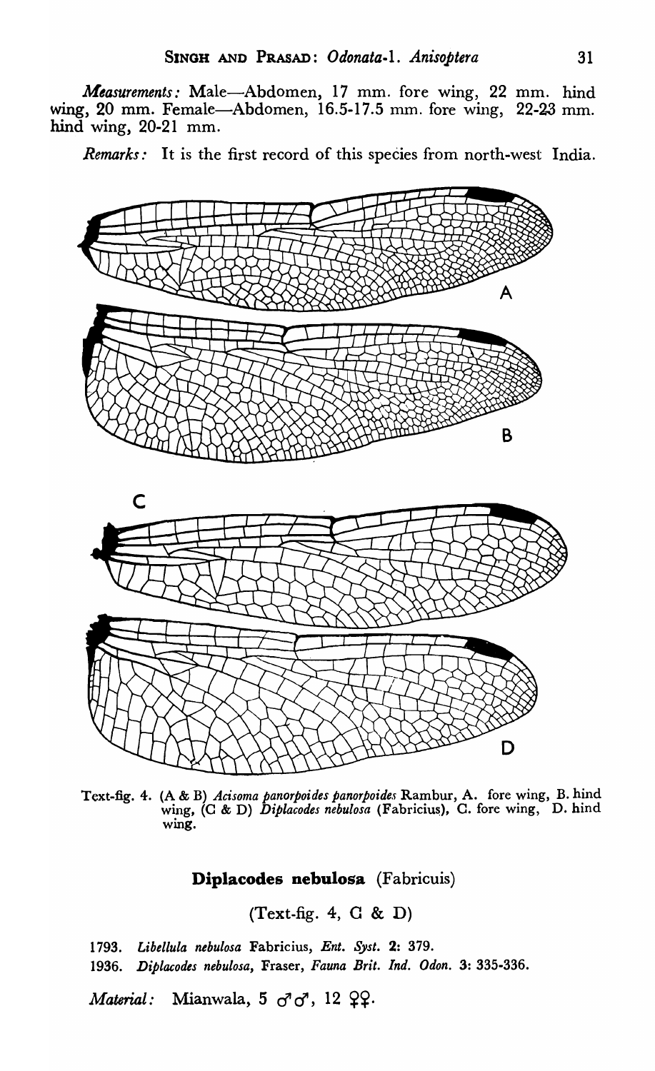*Measurements:* Male—Abdomen, 17 mm. fore wing, 22 mm. hind wing, 20 mm. Female—Abdomen, 16.5-17.5 mm. fore wing, 22-23 mm. hind wing, 20-21 mm.

*Remarks:* It is the first record of this species from north-west India.

Text-fig. 4. (A & B) *Acisoma panorpoides panorpoides* Rambur, A. fore wing, B. hind wing, (C & D) *Diplacodes nebulosa* (Fabricius), C. fore wing, D. hind wing.

## Diplacodes nebulosa (Fabricuis)

(Text-fig. 4, C & D)

1793. *Libellula nebulosa* Fabricius, *Ent. Syst.* 2: 379.

1936. *Diplacodes nebulosa*, Fraser, *Fauna Brit. Ind. Odon.* 3: 335-336.

*Material:* Mianwala, 5 ♂♂, 12 ♀♀.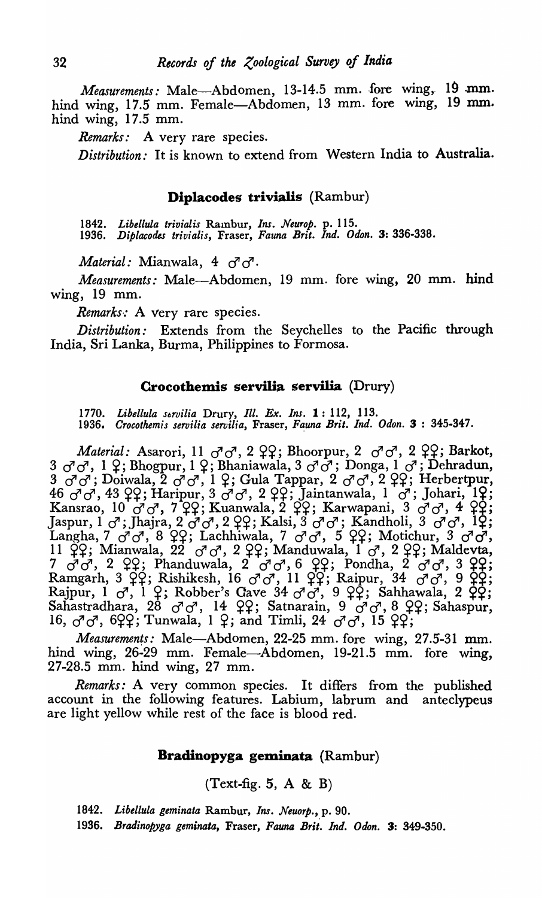*Measurements:* Male—Abdomen, 13-14.5 mm. fore wing, 19 mm. hind wing, 17.5 mm. Female—Abdomen, 13 mm. fore wing, 19 mm. hind wing, 17.5 mm.

*Remarks:* A very rare species.

*Distribution:* It is known to extend from Western India to Australia.

## Diplacodes trivialis (Rambur)

1842. *Libellula trivialis* Rambur, *Ins. Neurop.* p. 115.
1936. *Diplacodes trivialis*, Fraser, *Fauna Brit. Ind. Odon.* 3: 336-338.

*Material:* Mianwala, 4 ♂♂.

*Measurements:* Male—Abdomen, 19 mm. fore wing, 20 mm. hind wing, 19 mm.

*Remarks:* A very rare species.

*Distribution:* Extends from the Seychelles to the Pacific through India, Sri Lanka, Burma, Philippines to Formosa.

## Crocothemis servilia servilia (Drury)

1770. *Libellula servilia* Drury, *Ill. Ex. Ins.* 1: 112, 113.
1936. *Crocothemis servilia servilia*, Fraser, *Fauna Brit. Ind. Odon.* 3 : 345-347.

*Material:* Asarori, 11 ♂♂, 2 ♀♀; Bhoorpur, 2 ♂♂, 2 ♀♀; Barkot, 3 ♂♂, 1 ♀; Bhogpur, 1 ♀; Bhaniawala, 3 ♂♂; Donga, 1 ♂; Dehradun, 3 ♂♂; Doiwala, 2 ♂♂, 1 ♀; Gula Tappar, 2 ♂♂, 2 ♀♀; Herbertpur, 46 ♂♂, 43 ♀♀; Haripur, 3 ♂♂, 2 ♀♀; Jaintanwala, 1 ♂; Johari, 1♀; Kansrao, 10 ♂♂, 7 ♀♀; Kuanwala, 2 ♀♀; Karwapani, 3 ♂♂, 4 ♀♀; Jaspur, 1 ♂; Jhajra, 2 ♂♂, 2 ♀♀; Kalsi, 3 ♂♂; Kandholi, 3 ♂♂, 1♀; Langha, 7 ♂♂, 8 ♀♀; Lachhiwala, 7 ♂♂, 5 ♀♀; Motichur, 3 ♂♂, 11 ♀♀; Mianwala, 22 ♂♂, 2 ♀♀; Manduwala, 1 ♂, 2 ♀♀; Maldevta, 7 ♂♂, 2 ♀♀; Phanduwala, 2 ♂♂, 6 ♀♀; Pondha, 2 ♂♂, 3 ♀♀; Ramgarh, 3 ♀♀; Rishikesh, 16 ♂♂, 11 ♀♀; Raipur, 34 ♂♂, 9 ♀♀; Rajpur, 1 ♂, 1 ♀; Robber's Cave 34 ♂♂, 9 ♀♀; Sahhawala, 2 ♀♀; Sahastradhara, 28 ♂♂, 14 ♀♀; Satnarain, 9 ♂♂, 8 ♀♀; Sahaspur, 16, ♂♂, 6♀♀; Tunwala, 1 ♀; and Timli, 24 ♂♂, 15 ♀♀;

*Measurements:* Male—Abdomen, 22-25 mm. fore wing, 27.5-31 mm. hind wing, 26-29 mm. Female—Abdomen, 19-21.5 mm. fore wing, 27-28.5 mm. hind wing, 27 mm.

*Remarks:* A very common species. It differs from the published account in the following features. Labium, labrum and anteclypeus are light yellow while rest of the face is blood red.

## Bradinopyga geminata (Rambur)

(Text-fig. 5, A & B)

1842. *Libellula geminata* Rambur, *Ins. Neuorp.*, p. 90.
1936. *Bradinopyga geminata*, Fraser, *Fauna Brit. Ind. Odon.* 3: 349-350.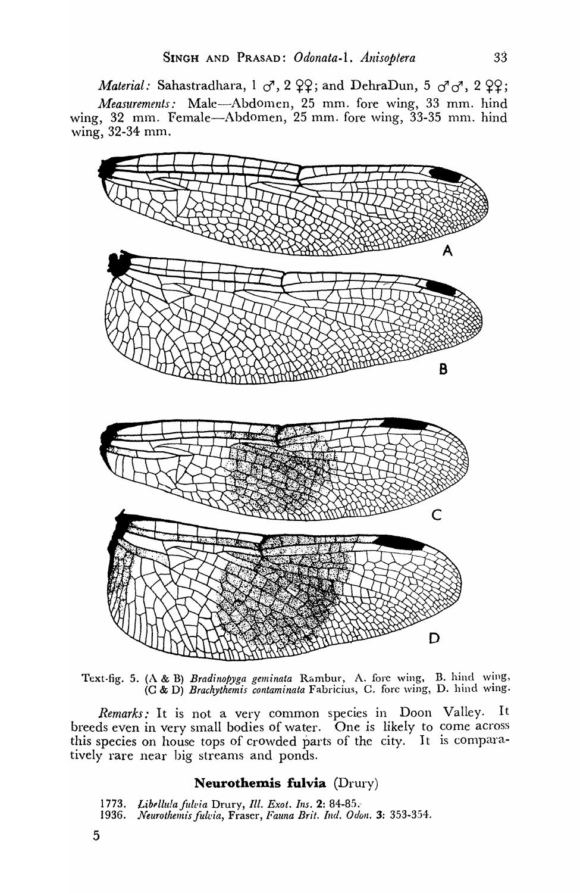*Material:* Sahastradhara, 1 ♂, 2 ♀♀; and DehraDun, 5 ♂♂, 2 ♀♀;

*Measurements:* Male—Abdomen, 25 mm. fore wing, 33 mm. hind wing, 32 mm. Female—Abdomen, 25 mm. fore wing, 33-35 mm. hind wing, 32-34 mm.

Text-fig. 5. (A & B) *Bradinopyga geminata* Rambur, A. fore wing, B. hind wing, (C & D) *Brachythemis contaminata* Fabricius, C. fore wing, D. hind wing.

*Remarks:* It is not a very common species in Doon Valley. It breeds even in very small bodies of water. One is likely to come across this species on house tops of crowded parts of the city. It is comparatively rare near big streams and ponds.

## Neurothemis fulvia (Drury)

1773. *Libellula fulvia* Drury, *Ill. Exot. Ins.* 2: 84-85.
1936. *Neurothemis fulvia*, Fraser, *Fauna Brit. Ind. Odon.* 3: 353-354.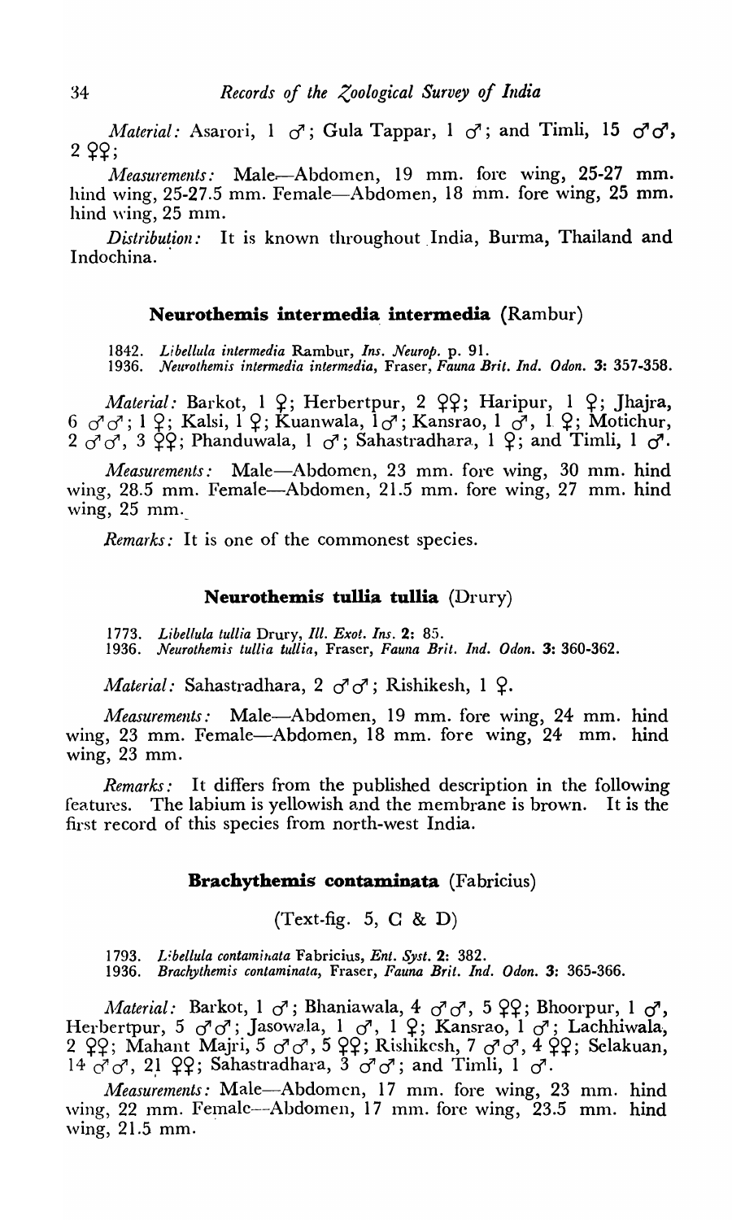*Material:* Asarori, 1 ♂; Gula Tappar, 1 ♂; and Timli, 15 ♂♂, 2 ♀♀;

*Measurements:* Male—Abdomen, 19 mm. fore wing, 25-27 mm. hind wing, 25-27.5 mm. Female—Abdomen, 18 mm. fore wing, 25 mm. hind wing, 25 mm.

*Distribution:* It is known throughout India, Burma, Thailand and Indochina.

### Neurothemis intermedia intermedia (Rambur)

1842. *Libellula intermedia* Rambur, *Ins. Neurop.* p. 91.
1936. *Neurothemis intermedia intermedia*, Fraser, *Fauna Brit. Ind. Odon.* **3:** 357-358.

*Material:* Barkot, 1 ♀; Herbertpur, 2 ♀♀; Haripur, 1 ♀; Jhajra, 6 ♂♂; 1 ♀; Kalsi, 1 ♀; Kuanwala, 1 ♂; Kansrao, 1 ♂, 1 ♀; Motichur, 2 ♂♂, 3 ♀♀; Phanduwala, 1 ♂; Sahastradhara, 1 ♀; and Timli, 1 ♂.

*Measurements:* Male—Abdomen, 23 mm. fore wing, 30 mm. hind wing, 28.5 mm. Female—Abdomen, 21.5 mm. fore wing, 27 mm. hind wing, 25 mm.

*Remarks:* It is one of the commonest species.

### Neurothemis tullia tullia (Drury)

1773. *Libellula tullia* Drury, *Ill. Exot. Ins.* **2:** 85.
1936. *Neurothemis tullia tullia*, Fraser, *Fauna Brit. Ind. Odon.* **3:** 360-362.

*Material:* Sahastradhara, 2 ♂♂; Rishikesh, 1 ♀.

*Measurements:* Male—Abdomen, 19 mm. fore wing, 24 mm. hind wing, 23 mm. Female—Abdomen, 18 mm. fore wing, 24 mm. hind wing, 23 mm.

*Remarks:* It differs from the published description in the following features. The labium is yellowish and the membrane is brown. It is the first record of this species from north-west India.

### Brachythemis contaminata (Fabricius)

(Text-fig. 5, C & D)

1793. *Libellula contaminata* Fabricius, *Ent. Syst.* **2:** 382.
1936. *Brachythemis contaminata*, Fraser, *Fauna Brit. Ind. Odon.* **3:** 365-366.

*Material:* Barkot, 1 ♂; Bhaniawala, 4 ♂♂, 5 ♀♀; Bhoorpur, 1 ♂, Herbertpur, 5 ♂♂; Jasowala, 1 ♂, 1 ♀; Kansrao, 1 ♂; Lachhiwala, 2 ♀♀; Mahant Majri, 5 ♂♂, 5 ♀♀; Rishikesh, 7 ♂♂, 4 ♀♀; Selakuan, 14 ♂♂, 21 ♀♀; Sahastradhara, 3 ♂♂; and Timli, 1 ♂.

*Measurements:* Male—Abdomen, 17 mm. fore wing, 23 mm. hind wing, 22 mm. Female—Abdomen, 17 mm. fore wing, 23.5 mm. hind wing, 21.5 mm.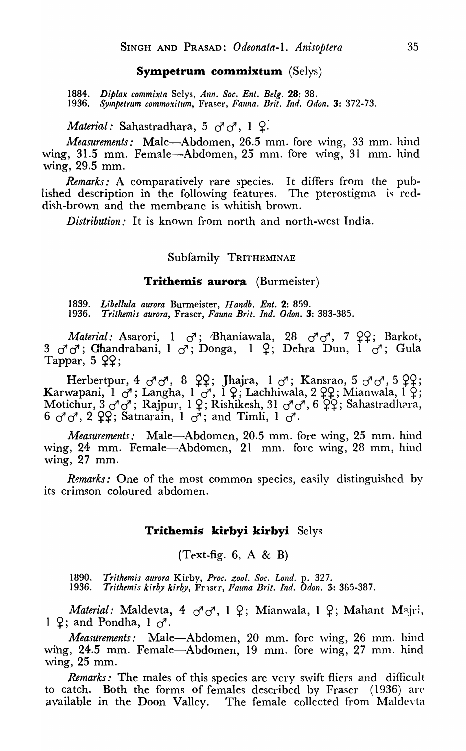### **Sympetrum commixtum** (Selys)

1884. *Diplax commixta* Selys, *Ann. Soc. Ent. Belg.* **28**: 38.
1936. *Sympetrum commoxitum*, Fraser, *Fauna. Brit. Ind. Odon.* **3**: 372-73.

*Material:* Sahastradhara, 5 ♂♂, 1 ♀.

*Measurements:* Male—Abdomen, 26.5 mm. fore wing, 33 mm. hind wing, 31.5 mm. Female—Abdomen, 25 mm. fore wing, 31 mm. hind wing, 29.5 mm.

*Remarks:* A comparatively rare species. It differs from the published description in the following features. The pterostigma is reddish-brown and the membrane is whitish brown.

*Distribution:* It is known from north and north-west India.

## Subfamily TRITHEMINAE

### **Trithemis aurora** (Burmeister)

1839. *Libellula aurora* Burmeister, *Handb. Ent.* **2**: 859.
1936. *Trithemis aurora*, Fraser, *Fauna Brit. Ind. Odon.* **3**: 383-385.

*Material:* Asarori, 1 ♂; Bhaniawala, 28 ♂♂, 7 ♀♀; Barkot, 3 ♂♂; Ghandrabani, 1 ♂; Donga, 1 ♀; Dehra Dun, 1 ♂; Gula Tappar, 5 ♀♀;

Herbertpur, 4 ♂♂, 8 ♀♀; Jhajra, 1 ♂; Kansrao, 5 ♂♂, 5 ♀♀; Karwapani, 1 ♂; Langha, 1 ♂, 1 ♀; Lachhiwala, 2 ♀♀; Mianwala, 1 ♀; Motichur, 3 ♂♂; Rajpur, 1 ♀; Rishikesh, 31 ♂♂, 6 ♀♀; Sahastradhara, 6 ♂♂, 2 ♀♀; Satnarain, 1 ♂; and Timli, 1 ♂.

*Measurements:* Male—Abdomen, 20.5 mm. fore wing, 25 mm. hind wing, 24 mm. Female—Abdomen, 21 mm. fore wing, 28 mm, hind wing, 27 mm.

*Remarks:* One of the most common species, easily distinguished by its crimson coloured abdomen.

### **Trithemis kirbyi kirbyi** Selys

(Text-fig. 6, A & B)

1890. *Trithemis aurora* Kirby, *Proc. zool. Soc. Lond.* p. 327.
1936. *Trithemis kirby kirby*, Fraser, *Fauna Brit. Ind. Odon.* **3**: 385-387.

*Material:* Maldevta, 4 ♂♂, 1 ♀; Mianwala, 1 ♀; Mahant Majri, 1 ♀; and Pondha, 1 ♂.

*Measurements:* Male—Abdomen, 20 mm. fore wing, 26 mm. hind wing, 24.5 mm. Female—Abdomen, 19 mm. fore wing, 27 mm. hind wing, 25 mm.

*Remarks:* The males of this species are very swift fliers and difficult to catch. Both the forms of females described by Fraser (1936) are available in the Doon Valley. The female collected from Maldevta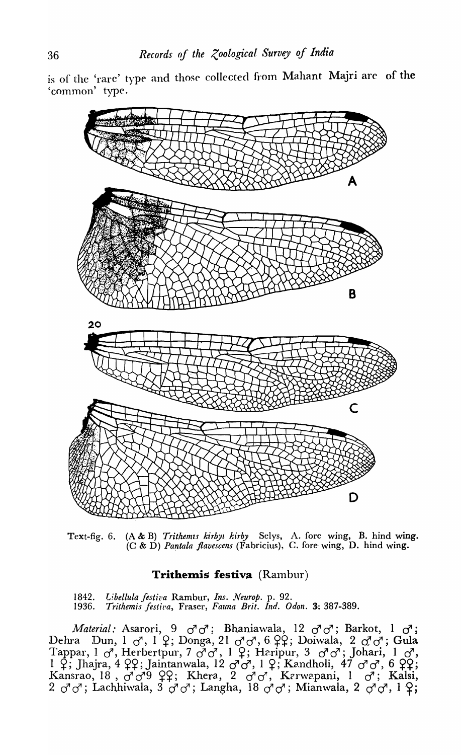is of the 'rare' type and those collected from Mahant Majri are of the 'common' type.

Text-fig. 6. (A & B) *Trithemis kirbyi kirby* Selys, A. fore wing, B. hind wing. (C & D) *Pantala flavescens* (Fabricius), C. fore wing, D. hind wing.

## Trithemis festiva (Rambur)

1842. *Libellula festiva* Rambur, *Ins. Neurop.* p. 92.
1936. *Trithemis festiva*, Fraser, *Fauna Brit. Ind. Odon.* 3: 387-389.

*Material:* Asarori, 9 ♂♂; Bhaniawala, 12 ♂♂; Barkot, 1 ♂; Dehra Dun, 1 ♂, 1 ♀; Donga, 21 ♂♂, 6 ♀♀; Doiwala, 2 ♂♂; Gula Tappar, 1 ♂, Herbertpur, 7 ♂♂, 1 ♀; Haripur, 3 ♂♂; Johari, 1 ♂, 1 ♀; Jhajra, 4 ♀♀; Jaintanwala, 12 ♂♂, 1 ♀; Kandholi, 47 ♂♂, 6 ♀♀; Kansrao, 18 , ♂♂9 ♀♀; Khera, 2 ♂♂, Karwapani, 1 ♂; Kalsi, 2 ♂♂; Lachhiwala, 3 ♂♂; Langha, 18 ♂♂; Mianwala, 2 ♂♂, 1 ♀;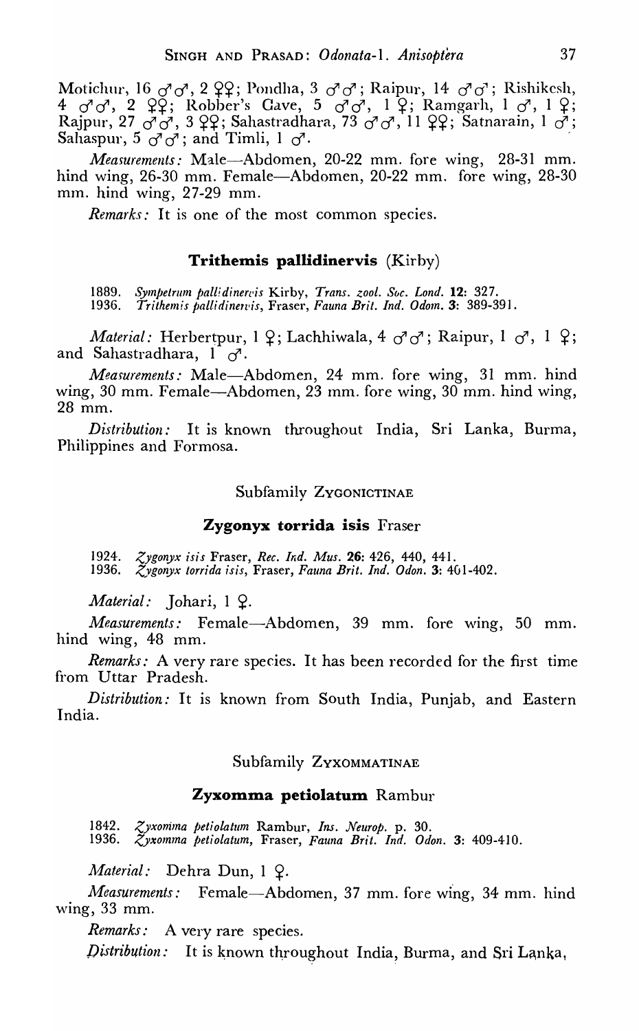Motichur, 16 ♂♂, 2 ♀♀; Pondha, 3 ♂♂; Raipur, 14 ♂♂; Rishikesh, 4 ♂♂, 2 ♀♀; Robber's Cave, 5 ♂♂, 1 ♀; Ramgarh, 1 ♂, 1 ♀; Rajpur, 27 ♂♂, 3 ♀♀; Sahastradhara, 73 ♂♂, 11 ♀♀; Satnarain, 1 ♂; Sahaspur, 5 ♂♂; and Timli, 1 ♂.

*Measurements:* Male—Abdomen, 20-22 mm. fore wing, 28-31 mm. hind wing, 26-30 mm. Female—Abdomen, 20-22 mm. fore wing, 28-30 mm. hind wing, 27-29 mm.

*Remarks:* It is one of the most common species.

### Trithemis pallidinervis (Kirby)

1889. *Sympetrum pallidinervis* Kirby, *Trans. zool. Soc. Lond.* **12**: 327.
1936. *Trithemis pallidinervis*, Fraser, *Fauna Brit. Ind. Odon.* **3**: 389-391.

*Material:* Herbertpur, 1 ♀; Lachhiwala, 4 ♂♂; Raipur, 1 ♂, 1 ♀; and Sahastradhara, 1 ♂.

*Measurements:* Male—Abdomen, 24 mm. fore wing, 31 mm. hind wing, 30 mm. Female—Abdomen, 23 mm. fore wing, 30 mm. hind wing, 28 mm.

*Distribution:* It is known throughout India, Sri Lanka, Burma, Philippines and Formosa.

## Subfamily ZYGONICTINAE

### Zygonyx torrida isis Fraser

1924. *Zygonyx isis* Fraser, *Rec. Ind. Mus.* **26**: 426, 440, 441.
1936. *Zygonyx torrida isis*, Fraser, *Fauna Brit. Ind. Odon.* **3**: 401-402.

*Material:* Johari, 1 ♀.

*Measurements:* Female—Abdomen, 39 mm. fore wing, 50 mm. hind wing, 48 mm.

*Remarks:* A very rare species. It has been recorded for the first time from Uttar Pradesh.

*Distribution:* It is known from South India, Punjab, and Eastern India.

## Subfamily ZYXOMMATINAE

### Zyxomma petiolatum Rambur

1842. *Zyxomma petiolatum* Rambur, *Ins. Neurop.* p. 30.
1936. *Zyxomma petiolatum*, Fraser, *Fauna Brit. Ind. Odon.* **3**: 409-410.

*Material:* Dehra Dun, 1 ♀.

*Measurements:* Female—Abdomen, 37 mm. fore wing, 34 mm. hind wing, 33 mm.

*Remarks:* A very rare species.

*Distribution:* It is known throughout India, Burma, and Sri Lanka,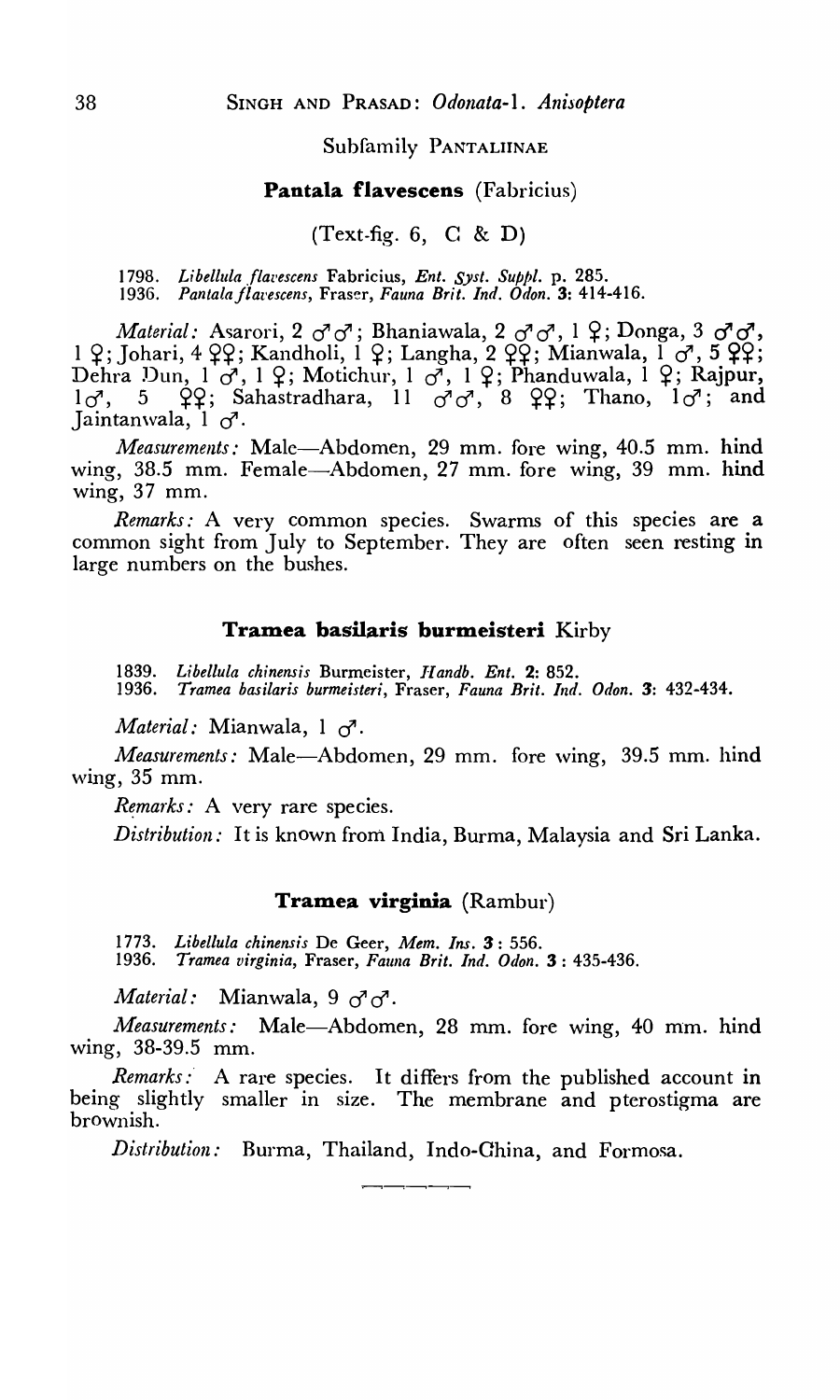Subfamily PANTALIINAE

**Pantala flavescens** (Fabricius)

(Text-fig. 6, C & D)

1798. *Libellula flavescens* Fabricius, *Ent. Syst. Suppl.* p. 285.
1936. *Pantala flavescens*, Fraser, *Fauna Brit. Ind. Odon.* 3: 414-416.

*Material:* Asarori, 2 ♂♂; Bhaniawala, 2 ♂♂, 1 ♀; Donga, 3 ♂♂, 1 ♀; Johari, 4 ♀♀; Kandholi, 1 ♀; Langha, 2 ♀♀; Mianwala, 1 ♂, 5 ♀♀; Dehra Dun, 1 ♂, 1 ♀; Motichur, 1 ♂, 1 ♀; Phanduwala, 1 ♀; Rajpur, 1♂, 5 ♀♀; Sahastradhara, 11 ♂♂, 8 ♀♀; Thano, 1♂; and Jaintanwala, 1 ♂.

*Measurements:* Male—Abdomen, 29 mm. fore wing, 40.5 mm. hind wing, 38.5 mm. Female—Abdomen, 27 mm. fore wing, 39 mm. hind wing, 37 mm.

*Remarks:* A very common species. Swarms of this species are a common sight from July to September. They are often seen resting in large numbers on the bushes.

**Tramea basilaris burmeisteri** Kirby

1839. *Libellula chinensis* Burmeister, *Handb. Ent.* 2: 852.
1936. *Tramea basilaris burmeisteri*, Fraser, *Fauna Brit. Ind. Odon.* 3: 432-434.

*Material:* Mianwala, 1 ♂.

*Measurements:* Male—Abdomen, 29 mm. fore wing, 39.5 mm. hind wing, 35 mm.

*Remarks:* A very rare species.

*Distribution:* It is known from India, Burma, Malaysia and Sri Lanka.

**Tramea virginia** (Rambur)

1773. *Libellula chinensis* De Geer, *Mem. Ins.* 3: 556.
1936. *Tramea virginia*, Fraser, *Fauna Brit. Ind. Odon.* 3: 435-436.

*Material:* Mianwala, 9 ♂♂.

*Measurements:* Male—Abdomen, 28 mm. fore wing, 40 mm. hind wing, 38-39.5 mm.

*Remarks:* A rare species. It differs from the published account in being slightly smaller in size. The membrane and pterostigma are brownish.

*Distribution:* Burma, Thailand, Indo-China, and Formosa.